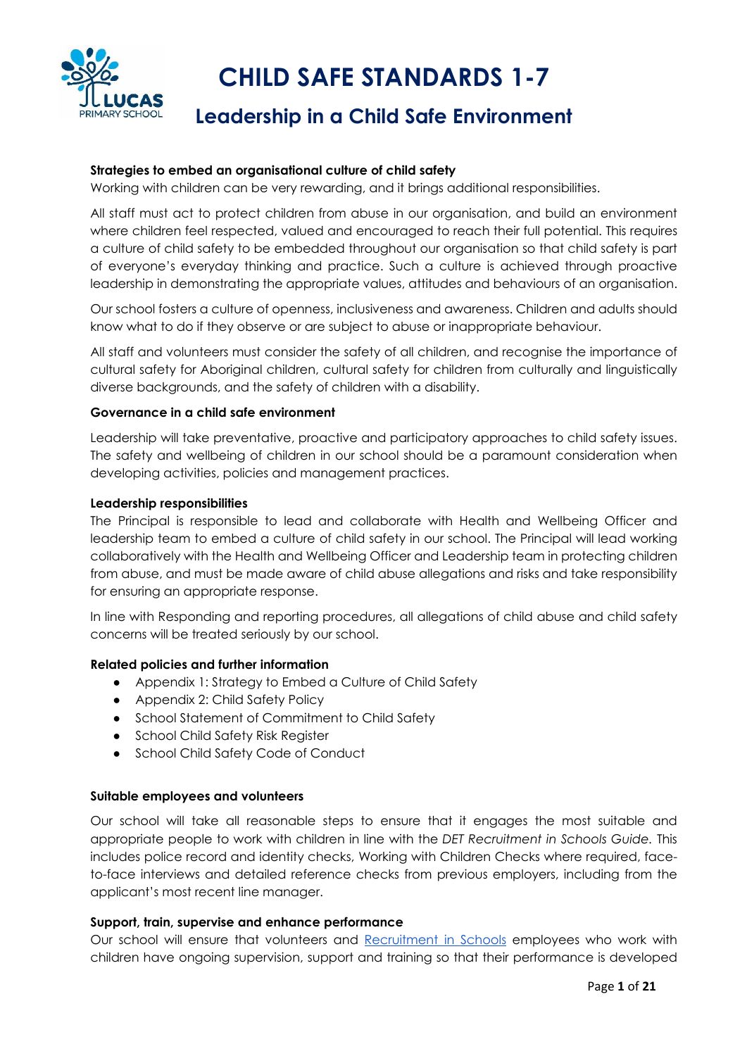# CHILD SAFE STANDARDS 1-7

## Leadership in a Child Safe Environment

**Strategies to embed an organisational culture of child safety**

Working with children can be very rewarding, and it brings additional responsibilities.

All staff must act to protect children from abuse in our organisation, and build an environment where children feel respected, valued and encouraged to reach their full potential. This requires a culture of child safety to be embedded throughout our organisation so that child safety is part of everyone's everyday thinking and practice. Such a culture is achieved through proactive leadership in demonstrating the appropriate values, attitudes and behaviours of an organisation.

Our school fosters a culture of openness, inclusiveness and awareness. Children and adults should know what to do if they observe or are subject to abuse or inappropriate behaviour.

All staff and volunteers must consider the safety of all children, and recognise the importance of cultural safety for Aboriginal children, cultural safety for children from culturally and linguistically diverse backgrounds, and the safety of children with a disability.

**Governance in a child safe environment**

Leadership will take preventative, proactive and participatory approaches to child safety issues. The safety and wellbeing of children in our school should be a paramount consideration when developing activities, policies and management practices.

**Leadership responsibilities**

The Principal is responsible to lead and collaborate with Health and Wellbeing Officer and leadership team to embed a culture of child safety in our school. The Principal will lead working collaboratively with the Health and Wellbeing Officer and Leadership team in protecting children from abuse, and must be made aware of child abuse allegations and risks and take responsibility for ensuring an appropriate response.

In line with Responding and reporting procedures, all allegations of child abuse and child safety concerns will be treated seriously by our school.

**Related policies and further information**

- Appendix 1: Strategy to Embed a Culture of Child Safety
- Appendix 2: Child Safety Policy
- School Statement of Commitment to Child Safety
- School Child Safety Risk Register
- School Child Safety Code of Conduct

**Suitable employees and volunteers**

Our school will take all reasonable steps to ensure that it engages the most suitable and appropriate people to work with children in line with the *DET Recruitment in Schools Guide.* This includes police record and identity checks, Working with Children Checks where required, face-to-face interviews and detailed reference checks from previous employers, including from the applicant's most recent line manager.

**Support, train, supervise and enhance performance**

Our school will ensure that volunteers and [Recruitment in Schools] employees who work with children have ongoing supervision, support and training so that their performance is developed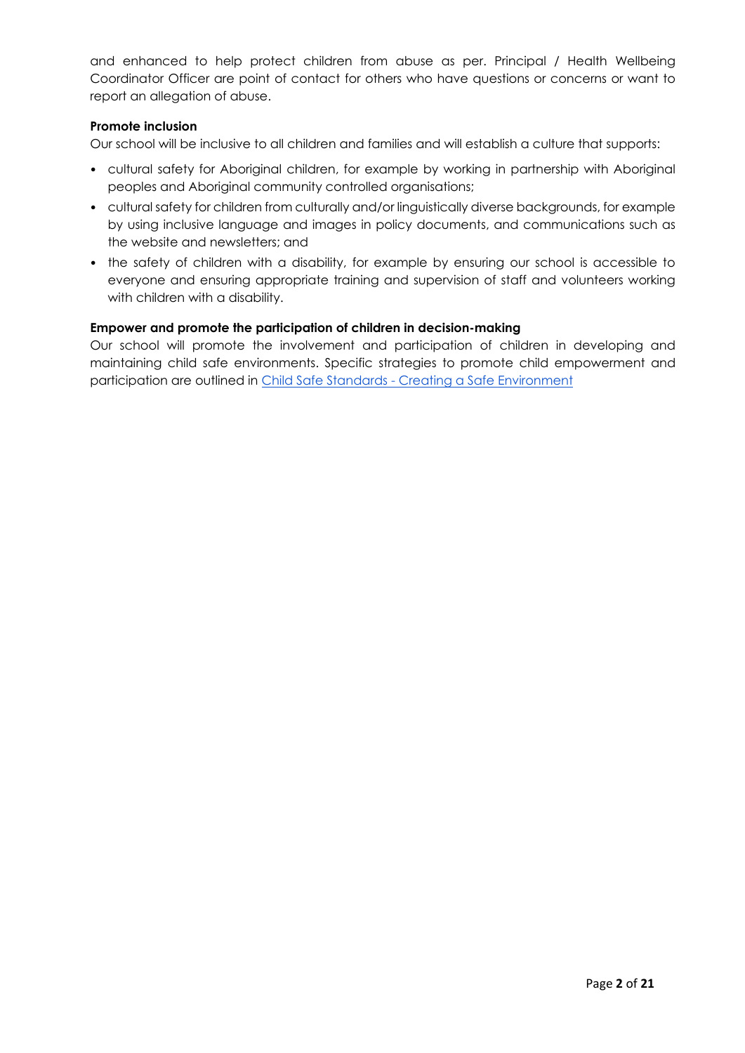and enhanced to help protect children from abuse as per. Principal / Health Wellbeing Coordinator Officer are point of contact for others who have questions or concerns or want to report an allegation of abuse.

**Promote inclusion**

Our school will be inclusive to all children and families and will establish a culture that supports:

- cultural safety for Aboriginal children, for example by working in partnership with Aboriginal peoples and Aboriginal community controlled organisations;
- cultural safety for children from culturally and/or linguistically diverse backgrounds, for example by using inclusive language and images in policy documents, and communications such as the website and newsletters; and
- the safety of children with a disability, for example by ensuring our school is accessible to everyone and ensuring appropriate training and supervision of staff and volunteers working with children with a disability.

**Empower and promote the participation of children in decision-making**

Our school will promote the involvement and participation of children in developing and maintaining child safe environments. Specific strategies to promote child empowerment and participation are outlined in [Child Safe Standards - Creating a Safe Environment]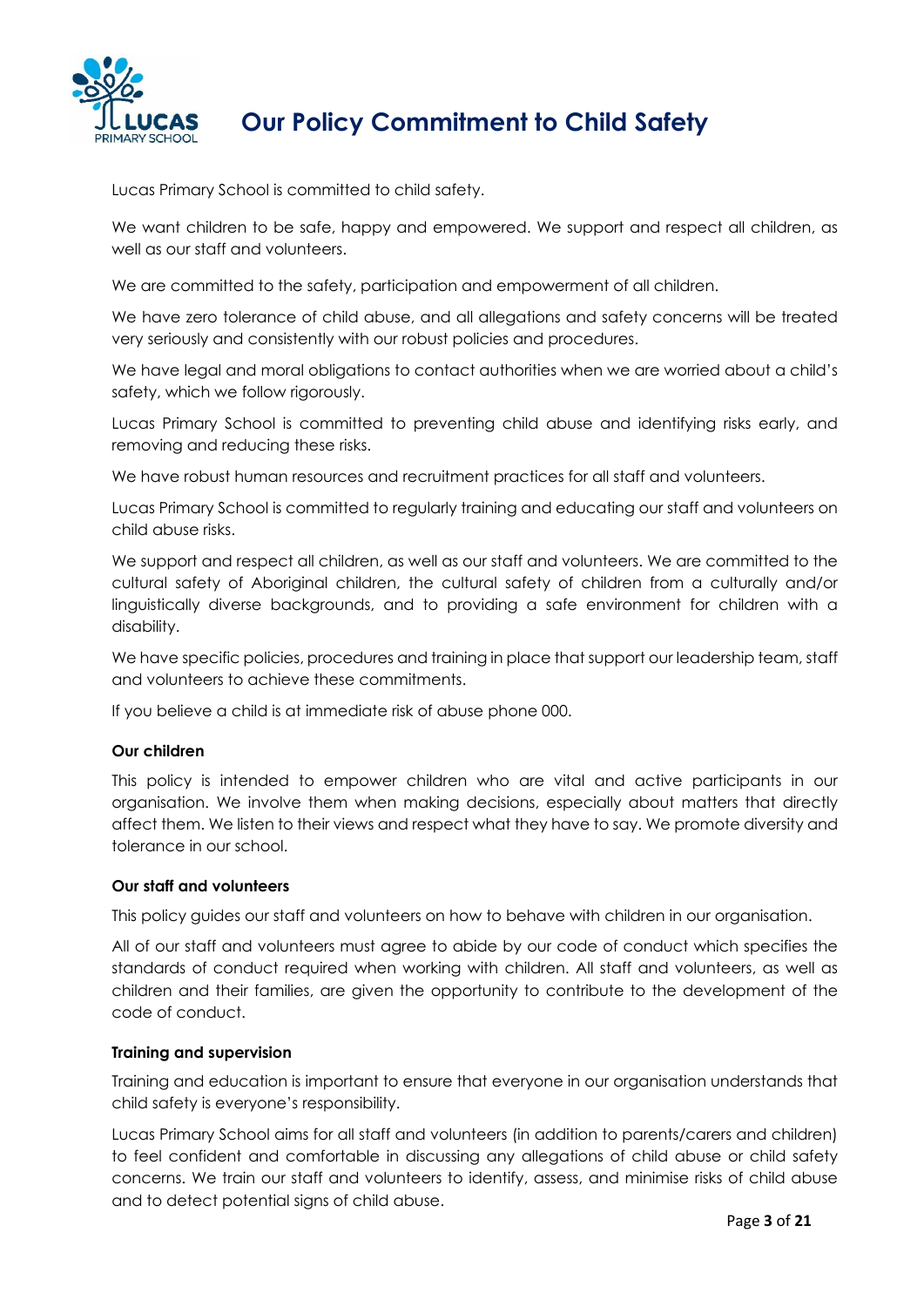# Our Policy Commitment to Child Safety

Lucas Primary School is committed to child safety.

We want children to be safe, happy and empowered. We support and respect all children, as well as our staff and volunteers.

We are committed to the safety, participation and empowerment of all children.

We have zero tolerance of child abuse, and all allegations and safety concerns will be treated very seriously and consistently with our robust policies and procedures.

We have legal and moral obligations to contact authorities when we are worried about a child's safety, which we follow rigorously.

Lucas Primary School is committed to preventing child abuse and identifying risks early, and removing and reducing these risks.

We have robust human resources and recruitment practices for all staff and volunteers.

Lucas Primary School is committed to regularly training and educating our staff and volunteers on child abuse risks.

We support and respect all children, as well as our staff and volunteers. We are committed to the cultural safety of Aboriginal children, the cultural safety of children from a culturally and/or linguistically diverse backgrounds, and to providing a safe environment for children with a disability.

We have specific policies, procedures and training in place that support our leadership team, staff and volunteers to achieve these commitments.

If you believe a child is at immediate risk of abuse phone 000.

**Our children**

This policy is intended to empower children who are vital and active participants in our organisation. We involve them when making decisions, especially about matters that directly affect them. We listen to their views and respect what they have to say. We promote diversity and tolerance in our school.

**Our staff and volunteers**

This policy guides our staff and volunteers on how to behave with children in our organisation.

All of our staff and volunteers must agree to abide by our code of conduct which specifies the standards of conduct required when working with children. All staff and volunteers, as well as children and their families, are given the opportunity to contribute to the development of the code of conduct.

**Training and supervision**

Training and education is important to ensure that everyone in our organisation understands that child safety is everyone's responsibility.

Lucas Primary School aims for all staff and volunteers (in addition to parents/carers and children) to feel confident and comfortable in discussing any allegations of child abuse or child safety concerns. We train our staff and volunteers to identify, assess, and minimise risks of child abuse and to detect potential signs of child abuse.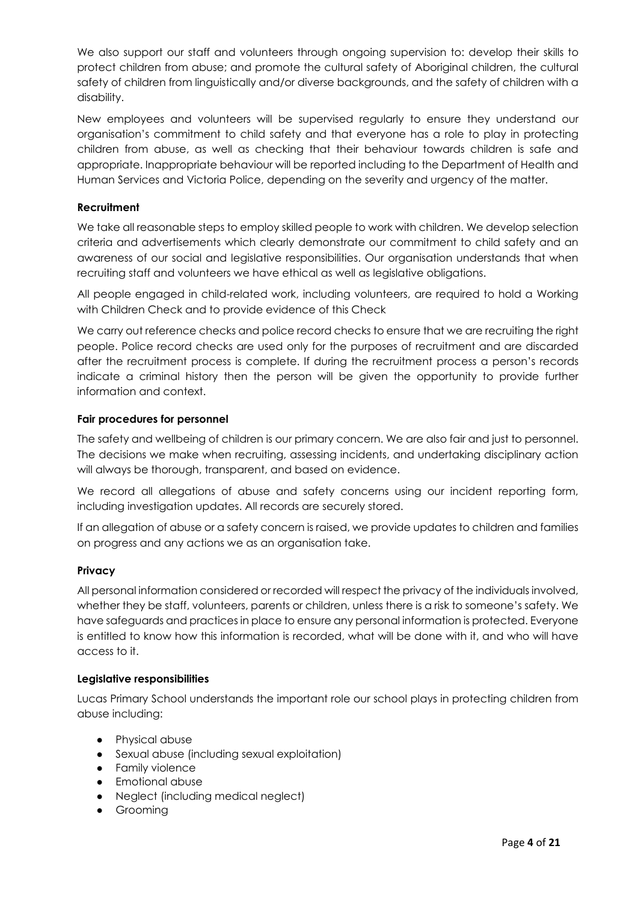We also support our staff and volunteers through ongoing supervision to: develop their skills to protect children from abuse; and promote the cultural safety of Aboriginal children, the cultural safety of children from linguistically and/or diverse backgrounds, and the safety of children with a disability.

New employees and volunteers will be supervised regularly to ensure they understand our organisation's commitment to child safety and that everyone has a role to play in protecting children from abuse, as well as checking that their behaviour towards children is safe and appropriate. Inappropriate behaviour will be reported including to the Department of Health and Human Services and Victoria Police, depending on the severity and urgency of the matter.

**Recruitment**

We take all reasonable steps to employ skilled people to work with children. We develop selection criteria and advertisements which clearly demonstrate our commitment to child safety and an awareness of our social and legislative responsibilities. Our organisation understands that when recruiting staff and volunteers we have ethical as well as legislative obligations.

All people engaged in child-related work, including volunteers, are required to hold a Working with Children Check and to provide evidence of this Check

We carry out reference checks and police record checks to ensure that we are recruiting the right people. Police record checks are used only for the purposes of recruitment and are discarded after the recruitment process is complete. If during the recruitment process a person's records indicate a criminal history then the person will be given the opportunity to provide further information and context.

**Fair procedures for personnel**

The safety and wellbeing of children is our primary concern. We are also fair and just to personnel. The decisions we make when recruiting, assessing incidents, and undertaking disciplinary action will always be thorough, transparent, and based on evidence.

We record all allegations of abuse and safety concerns using our incident reporting form, including investigation updates. All records are securely stored.

If an allegation of abuse or a safety concern is raised, we provide updates to children and families on progress and any actions we as an organisation take.

**Privacy**

All personal information considered or recorded will respect the privacy of the individuals involved, whether they be staff, volunteers, parents or children, unless there is a risk to someone's safety. We have safeguards and practices in place to ensure any personal information is protected. Everyone is entitled to know how this information is recorded, what will be done with it, and who will have access to it.

**Legislative responsibilities**

Lucas Primary School understands the important role our school plays in protecting children from abuse including:

- Physical abuse
- Sexual abuse (including sexual exploitation)
- Family violence
- Emotional abuse
- Neglect (including medical neglect)
- Grooming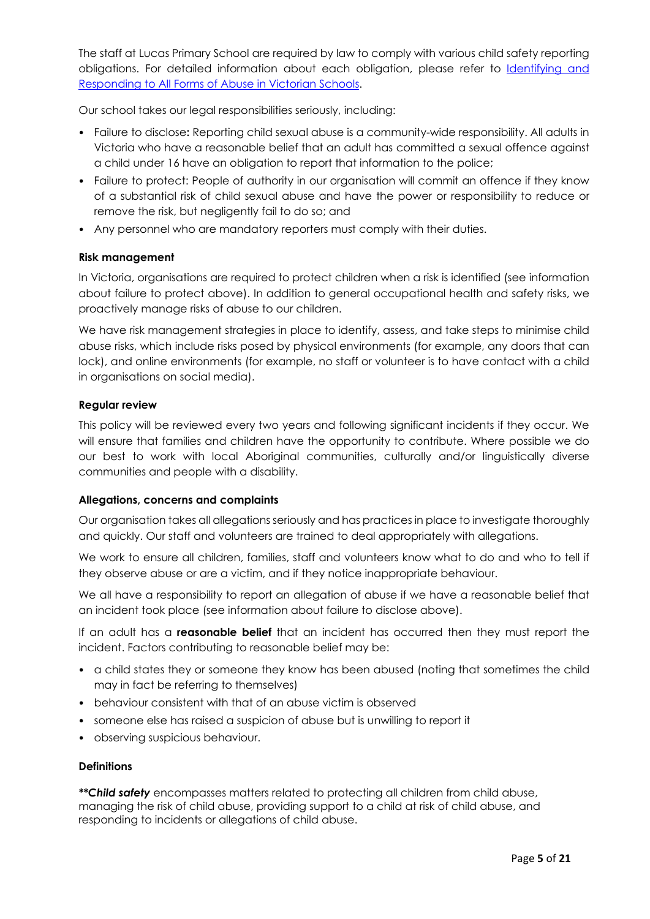The staff at Lucas Primary School are required by law to comply with various child safety reporting obligations. For detailed information about each obligation, please refer to [Identifying and Responding to All Forms of Abuse in Victorian Schools](Identifying and Responding to All Forms of Abuse in Victorian Schools).

Our school takes our legal responsibilities seriously, including:

- Failure to disclose**:** Reporting child sexual abuse is a community-wide responsibility. All adults in Victoria who have a reasonable belief that an adult has committed a sexual offence against a child under 16 have an obligation to report that information to the police;
- Failure to protect: People of authority in our organisation will commit an offence if they know of a substantial risk of child sexual abuse and have the power or responsibility to reduce or remove the risk, but negligently fail to do so; and
- Any personnel who are mandatory reporters must comply with their duties.

**Risk management**

In Victoria, organisations are required to protect children when a risk is identified (see information about failure to protect above). In addition to general occupational health and safety risks, we proactively manage risks of abuse to our children.

We have risk management strategies in place to identify, assess, and take steps to minimise child abuse risks, which include risks posed by physical environments (for example, any doors that can lock), and online environments (for example, no staff or volunteer is to have contact with a child in organisations on social media).

**Regular review**

This policy will be reviewed every two years and following significant incidents if they occur. We will ensure that families and children have the opportunity to contribute. Where possible we do our best to work with local Aboriginal communities, culturally and/or linguistically diverse communities and people with a disability.

**Allegations, concerns and complaints**

Our organisation takes all allegations seriously and has practices in place to investigate thoroughly and quickly. Our staff and volunteers are trained to deal appropriately with allegations.

We work to ensure all children, families, staff and volunteers know what to do and who to tell if they observe abuse or are a victim, and if they notice inappropriate behaviour.

We all have a responsibility to report an allegation of abuse if we have a reasonable belief that an incident took place (see information about failure to disclose above).

If an adult has a **reasonable belief** that an incident has occurred then they must report the incident. Factors contributing to reasonable belief may be:

- a child states they or someone they know has been abused (noting that sometimes the child may in fact be referring to themselves)
- behaviour consistent with that of an abuse victim is observed
- someone else has raised a suspicion of abuse but is unwilling to report it
- observing suspicious behaviour.

**Definitions**

***\*\*Child safety*** encompasses matters related to protecting all children from child abuse, managing the risk of child abuse, providing support to a child at risk of child abuse, and responding to incidents or allegations of child abuse.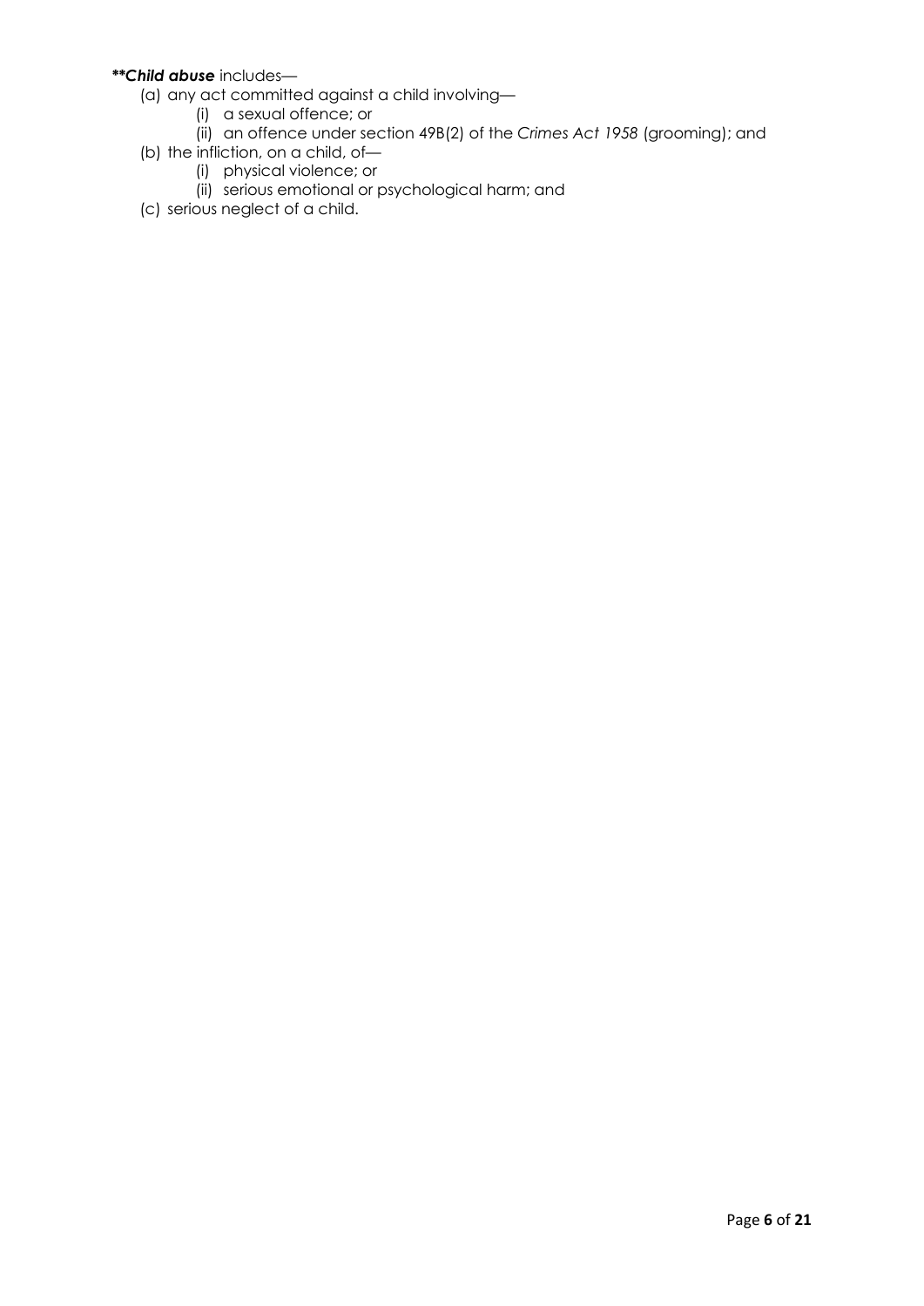***\*Child abuse*** includes—

(a) any act committed against a child involving—

  (i) a sexual offence; or

  (ii) an offence under section 49B(2) of the *Crimes Act 1958* (grooming); and

(b) the infliction, on a child, of—

  (i) physical violence; or

  (ii) serious emotional or psychological harm; and

(c) serious neglect of a child.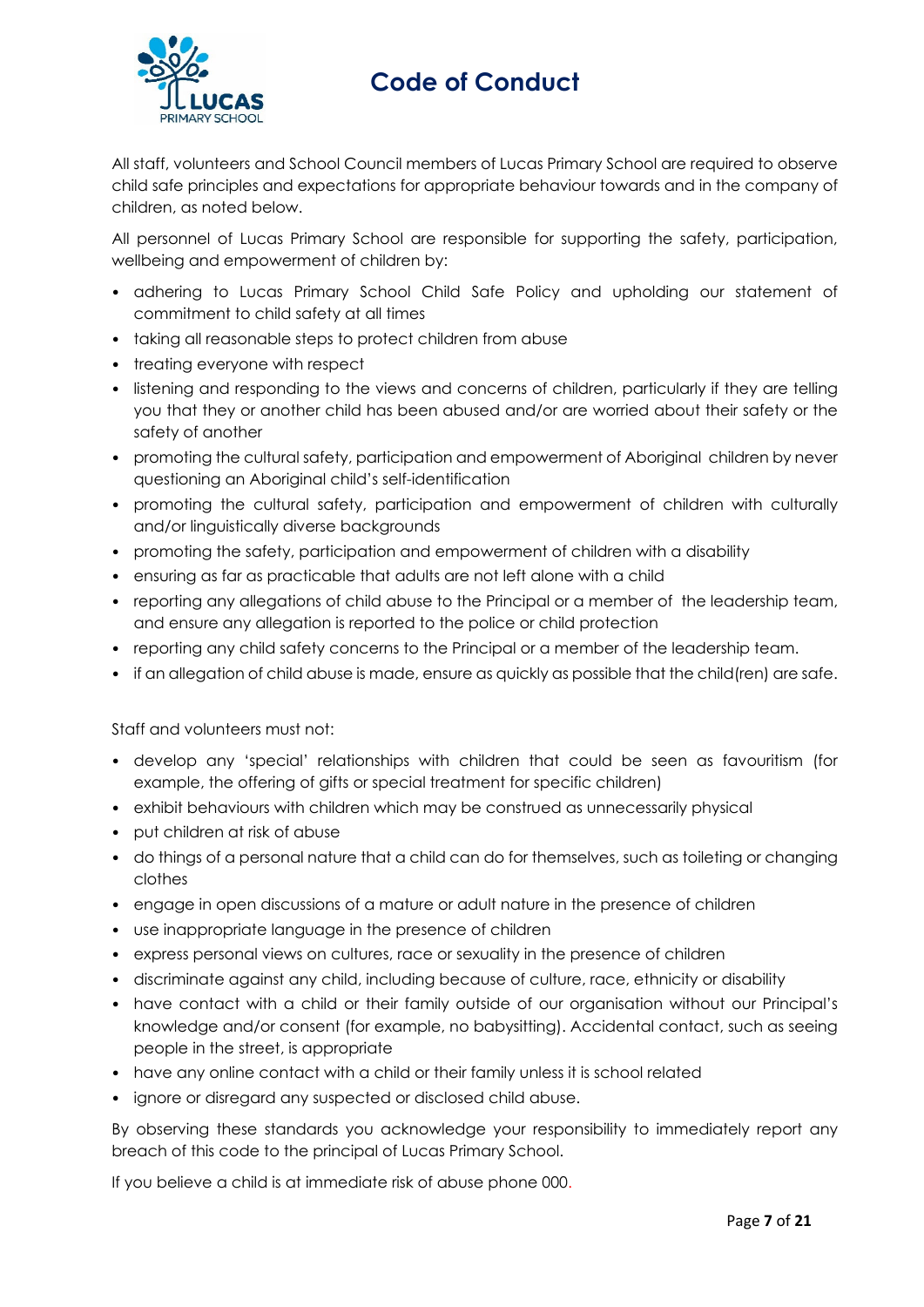# Code of Conduct

All staff, volunteers and School Council members of Lucas Primary School are required to observe child safe principles and expectations for appropriate behaviour towards and in the company of children, as noted below.

All personnel of Lucas Primary School are responsible for supporting the safety, participation, wellbeing and empowerment of children by:

- adhering to Lucas Primary School Child Safe Policy and upholding our statement of commitment to child safety at all times
- taking all reasonable steps to protect children from abuse
- treating everyone with respect
- listening and responding to the views and concerns of children, particularly if they are telling you that they or another child has been abused and/or are worried about their safety or the safety of another
- promoting the cultural safety, participation and empowerment of Aboriginal children by never questioning an Aboriginal child's self-identification
- promoting the cultural safety, participation and empowerment of children with culturally and/or linguistically diverse backgrounds
- promoting the safety, participation and empowerment of children with a disability
- ensuring as far as practicable that adults are not left alone with a child
- reporting any allegations of child abuse to the Principal or a member of the leadership team, and ensure any allegation is reported to the police or child protection
- reporting any child safety concerns to the Principal or a member of the leadership team.
- if an allegation of child abuse is made, ensure as quickly as possible that the child(ren) are safe.

Staff and volunteers must not:

- develop any 'special' relationships with children that could be seen as favouritism (for example, the offering of gifts or special treatment for specific children)
- exhibit behaviours with children which may be construed as unnecessarily physical
- put children at risk of abuse
- do things of a personal nature that a child can do for themselves, such as toileting or changing clothes
- engage in open discussions of a mature or adult nature in the presence of children
- use inappropriate language in the presence of children
- express personal views on cultures, race or sexuality in the presence of children
- discriminate against any child, including because of culture, race, ethnicity or disability
- have contact with a child or their family outside of our organisation without our Principal's knowledge and/or consent (for example, no babysitting). Accidental contact, such as seeing people in the street, is appropriate
- have any online contact with a child or their family unless it is school related
- ignore or disregard any suspected or disclosed child abuse.

By observing these standards you acknowledge your responsibility to immediately report any breach of this code to the principal of Lucas Primary School.

If you believe a child is at immediate risk of abuse phone 000.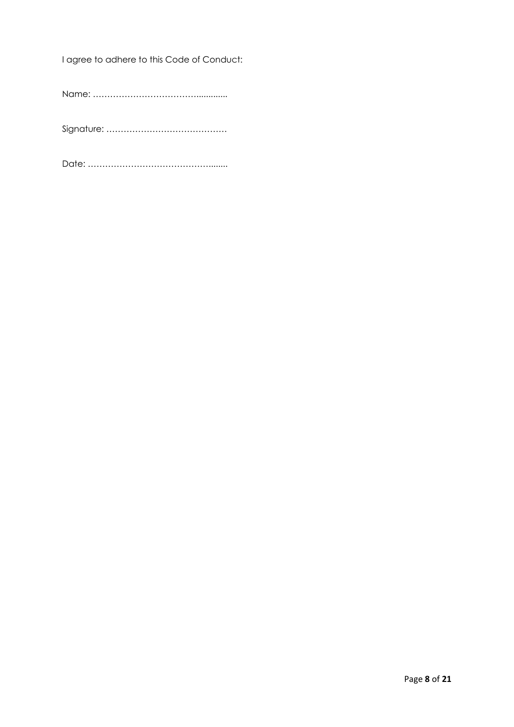I agree to adhere to this Code of Conduct:

Name: ………………………………............

Signature: ……………………………………

Date: ……………………………………........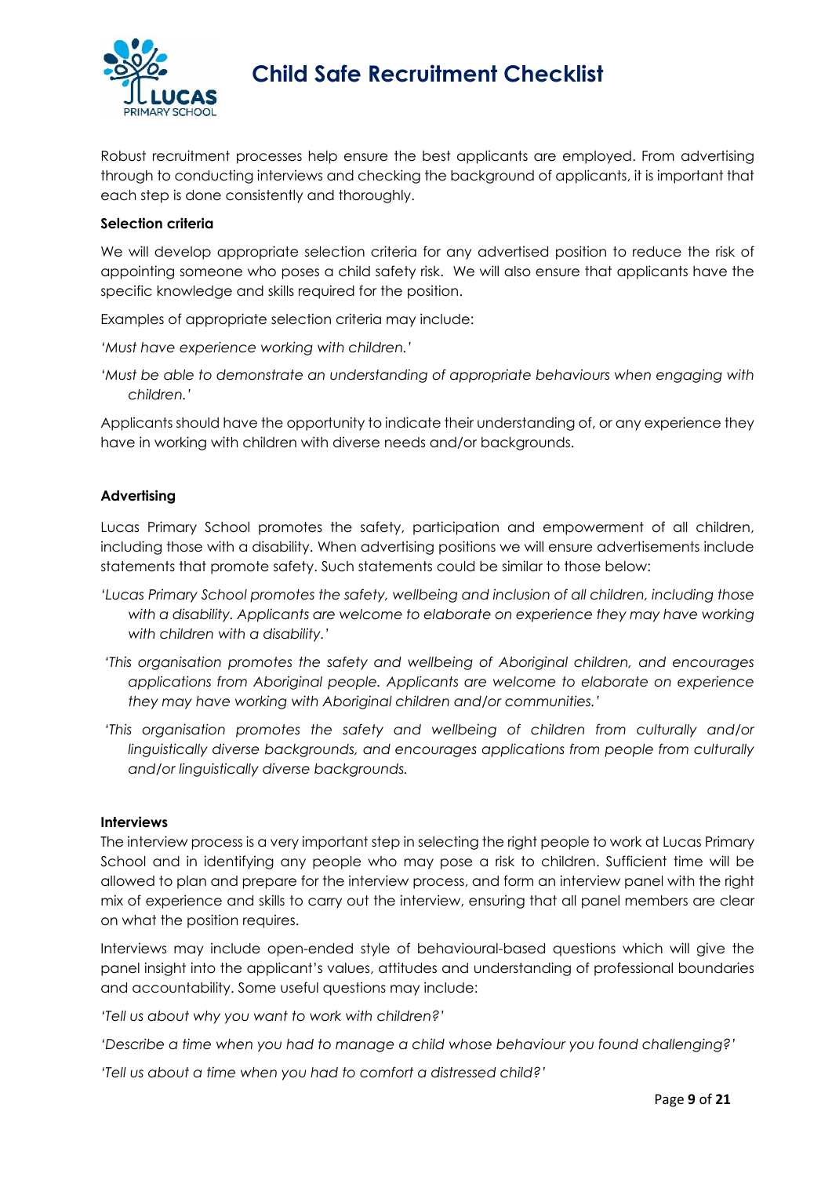# Child Safe Recruitment Checklist

Robust recruitment processes help ensure the best applicants are employed. From advertising through to conducting interviews and checking the background of applicants, it is important that each step is done consistently and thoroughly.

**Selection criteria**

We will develop appropriate selection criteria for any advertised position to reduce the risk of appointing someone who poses a child safety risk. We will also ensure that applicants have the specific knowledge and skills required for the position.

Examples of appropriate selection criteria may include:

*'Must have experience working with children.'*

*'Must be able to demonstrate an understanding of appropriate behaviours when engaging with children.'*

Applicants should have the opportunity to indicate their understanding of, or any experience they have in working with children with diverse needs and/or backgrounds.

**Advertising**

Lucas Primary School promotes the safety, participation and empowerment of all children, including those with a disability. When advertising positions we will ensure advertisements include statements that promote safety. Such statements could be similar to those below:

*'Lucas Primary School promotes the safety, wellbeing and inclusion of all children, including those with a disability. Applicants are welcome to elaborate on experience they may have working with children with a disability.'*

*'This organisation promotes the safety and wellbeing of Aboriginal children, and encourages applications from Aboriginal people. Applicants are welcome to elaborate on experience they may have working with Aboriginal children and/or communities.'*

*'This organisation promotes the safety and wellbeing of children from culturally and/or linguistically diverse backgrounds, and encourages applications from people from culturally and/or linguistically diverse backgrounds.*

**Interviews**

The interview process is a very important step in selecting the right people to work at Lucas Primary School and in identifying any people who may pose a risk to children. Sufficient time will be allowed to plan and prepare for the interview process, and form an interview panel with the right mix of experience and skills to carry out the interview, ensuring that all panel members are clear on what the position requires.

Interviews may include open-ended style of behavioural-based questions which will give the panel insight into the applicant's values, attitudes and understanding of professional boundaries and accountability. Some useful questions may include:

*'Tell us about why you want to work with children?'*

*'Describe a time when you had to manage a child whose behaviour you found challenging?'*

*'Tell us about a time when you had to comfort a distressed child?'*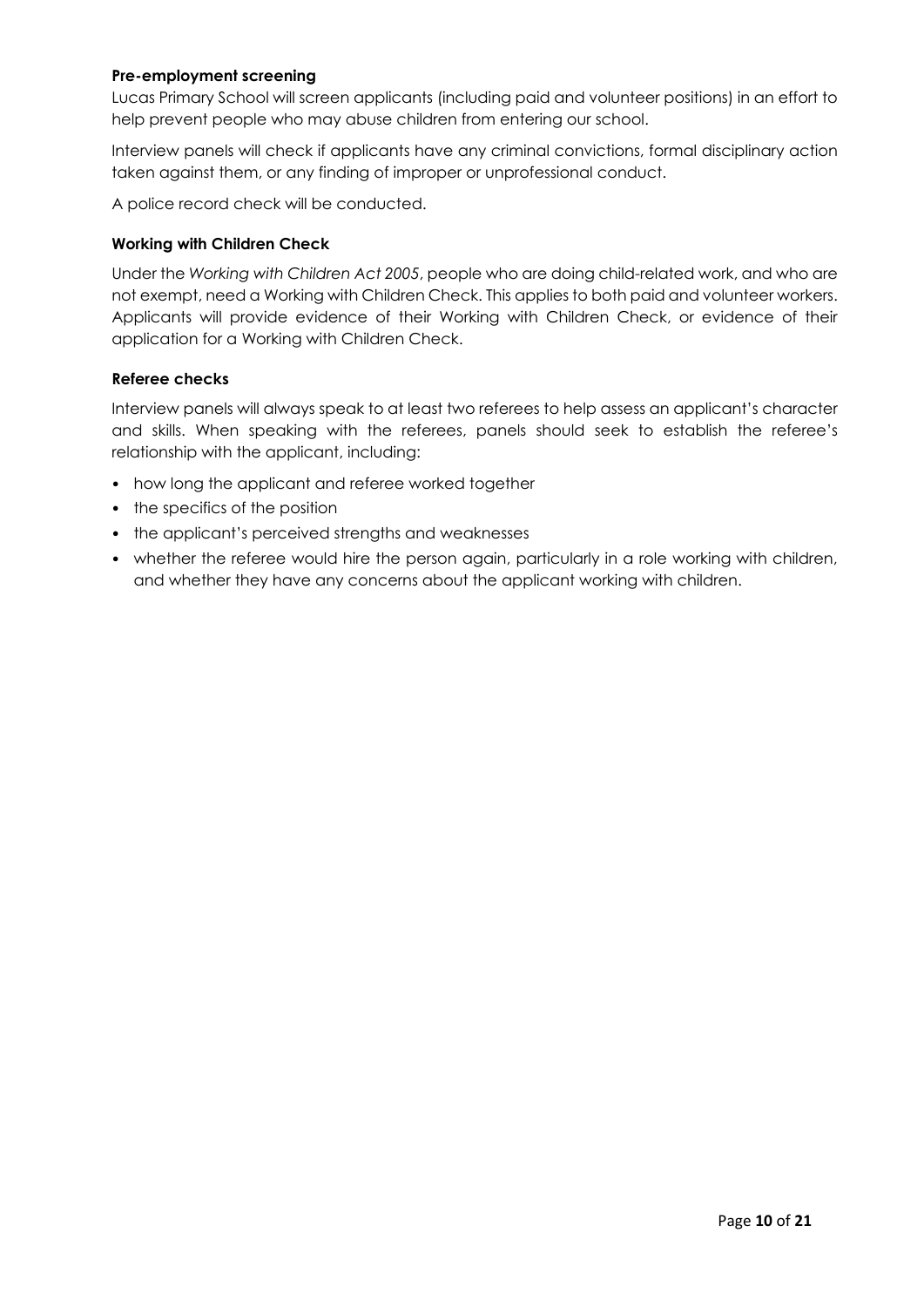**Pre-employment screening**

Lucas Primary School will screen applicants (including paid and volunteer positions) in an effort to help prevent people who may abuse children from entering our school.

Interview panels will check if applicants have any criminal convictions, formal disciplinary action taken against them, or any finding of improper or unprofessional conduct.

A police record check will be conducted.

**Working with Children Check**

Under the *Working with Children Act 2005*, people who are doing child-related work, and who are not exempt, need a Working with Children Check. This applies to both paid and volunteer workers. Applicants will provide evidence of their Working with Children Check, or evidence of their application for a Working with Children Check.

**Referee checks**

Interview panels will always speak to at least two referees to help assess an applicant's character and skills. When speaking with the referees, panels should seek to establish the referee's relationship with the applicant, including:

- how long the applicant and referee worked together
- the specifics of the position
- the applicant's perceived strengths and weaknesses
- whether the referee would hire the person again, particularly in a role working with children, and whether they have any concerns about the applicant working with children.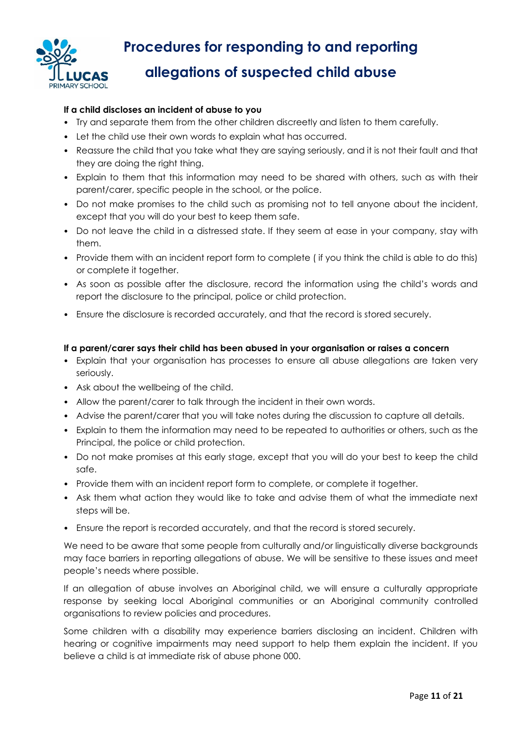# Procedures for responding to and reporting allegations of suspected child abuse

**If a child discloses an incident of abuse to you**

- Try and separate them from the other children discreetly and listen to them carefully.
- Let the child use their own words to explain what has occurred.
- Reassure the child that you take what they are saying seriously, and it is not their fault and that they are doing the right thing.
- Explain to them that this information may need to be shared with others, such as with their parent/carer, specific people in the school, or the police.
- Do not make promises to the child such as promising not to tell anyone about the incident, except that you will do your best to keep them safe.
- Do not leave the child in a distressed state. If they seem at ease in your company, stay with them.
- Provide them with an incident report form to complete ( if you think the child is able to do this) or complete it together.
- As soon as possible after the disclosure, record the information using the child's words and report the disclosure to the principal, police or child protection.
- Ensure the disclosure is recorded accurately, and that the record is stored securely.

**If a parent/carer says their child has been abused in your organisation or raises a concern**

- Explain that your organisation has processes to ensure all abuse allegations are taken very seriously.
- Ask about the wellbeing of the child.
- Allow the parent/carer to talk through the incident in their own words.
- Advise the parent/carer that you will take notes during the discussion to capture all details.
- Explain to them the information may need to be repeated to authorities or others, such as the Principal, the police or child protection.
- Do not make promises at this early stage, except that you will do your best to keep the child safe.
- Provide them with an incident report form to complete, or complete it together.
- Ask them what action they would like to take and advise them of what the immediate next steps will be.
- Ensure the report is recorded accurately, and that the record is stored securely.

We need to be aware that some people from culturally and/or linguistically diverse backgrounds may face barriers in reporting allegations of abuse. We will be sensitive to these issues and meet people's needs where possible.

If an allegation of abuse involves an Aboriginal child, we will ensure a culturally appropriate response by seeking local Aboriginal communities or an Aboriginal community controlled organisations to review policies and procedures.

Some children with a disability may experience barriers disclosing an incident. Children with hearing or cognitive impairments may need support to help them explain the incident. If you believe a child is at immediate risk of abuse phone 000.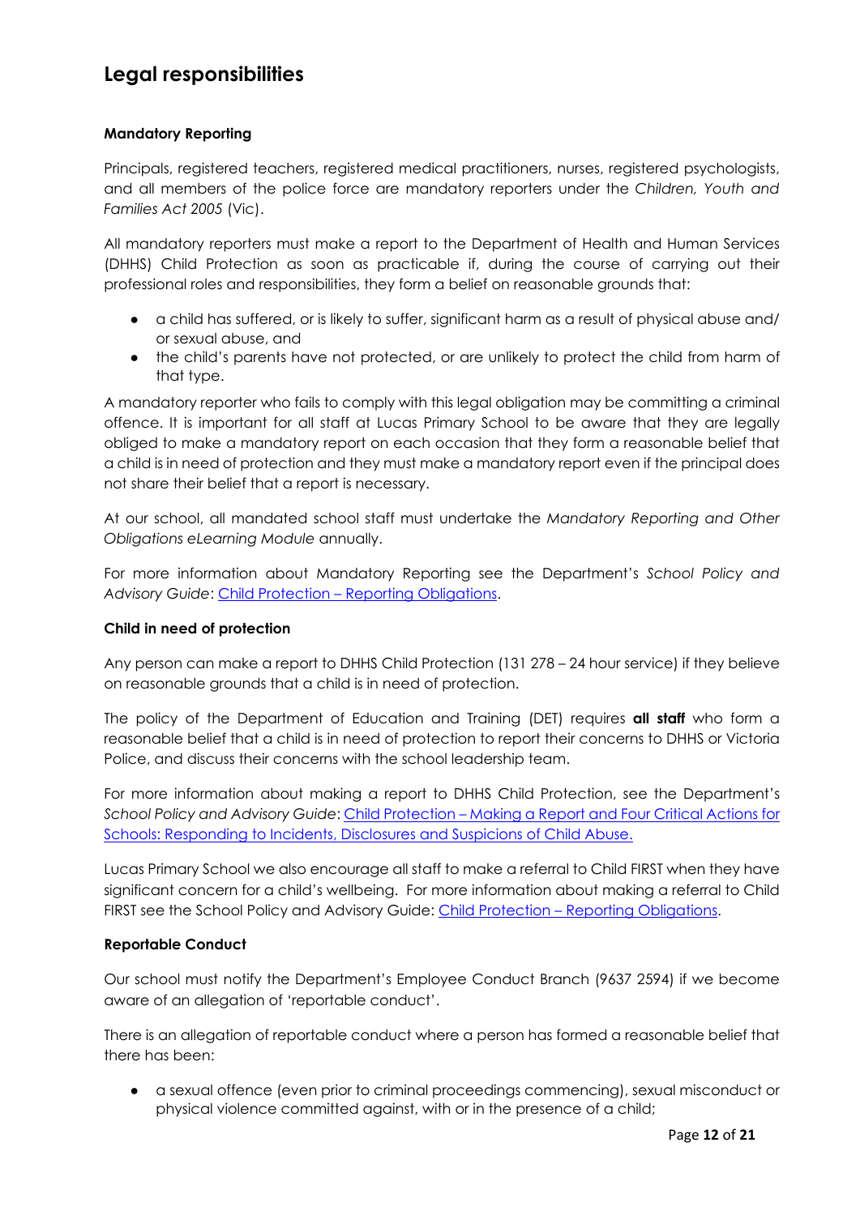## Legal responsibilities

**Mandatory Reporting**

Principals, registered teachers, registered medical practitioners, nurses, registered psychologists, and all members of the police force are mandatory reporters under the *Children, Youth and Families Act 2005* (Vic).

All mandatory reporters must make a report to the Department of Health and Human Services (DHHS) Child Protection as soon as practicable if, during the course of carrying out their professional roles and responsibilities, they form a belief on reasonable grounds that:

- a child has suffered, or is likely to suffer, significant harm as a result of physical abuse and/ or sexual abuse, and
- the child's parents have not protected, or are unlikely to protect the child from harm of that type.

A mandatory reporter who fails to comply with this legal obligation may be committing a criminal offence. It is important for all staff at Lucas Primary School to be aware that they are legally obliged to make a mandatory report on each occasion that they form a reasonable belief that a child is in need of protection and they must make a mandatory report even if the principal does not share their belief that a report is necessary.

At our school, all mandated school staff must undertake the *Mandatory Reporting and Other Obligations eLearning Module* annually.

For more information about Mandatory Reporting see the Department's *School Policy and Advisory Guide*: [Child Protection – Reporting Obligations](#).

**Child in need of protection**

Any person can make a report to DHHS Child Protection (131 278 – 24 hour service) if they believe on reasonable grounds that a child is in need of protection.

The policy of the Department of Education and Training (DET) requires **all staff** who form a reasonable belief that a child is in need of protection to report their concerns to DHHS or Victoria Police, and discuss their concerns with the school leadership team.

For more information about making a report to DHHS Child Protection, see the Department's *School Policy and Advisory Guide*: [Child Protection – Making a Report and Four Critical Actions for Schools: Responding to Incidents, Disclosures and Suspicions of Child Abuse.](#)

Lucas Primary School we also encourage all staff to make a referral to Child FIRST when they have significant concern for a child's wellbeing. For more information about making a referral to Child FIRST see the School Policy and Advisory Guide: [Child Protection – Reporting Obligations](#).

**Reportable Conduct**

Our school must notify the Department's Employee Conduct Branch (9637 2594) if we become aware of an allegation of 'reportable conduct'.

There is an allegation of reportable conduct where a person has formed a reasonable belief that there has been:

- a sexual offence (even prior to criminal proceedings commencing), sexual misconduct or physical violence committed against, with or in the presence of a child;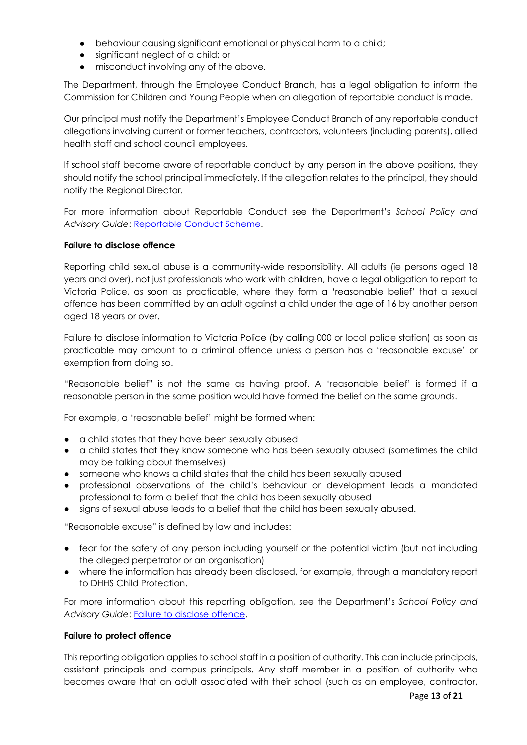- behaviour causing significant emotional or physical harm to a child;
- significant neglect of a child; or
- misconduct involving any of the above.

The Department, through the Employee Conduct Branch, has a legal obligation to inform the Commission for Children and Young People when an allegation of reportable conduct is made.

Our principal must notify the Department's Employee Conduct Branch of any reportable conduct allegations involving current or former teachers, contractors, volunteers (including parents), allied health staff and school council employees.

If school staff become aware of reportable conduct by any person in the above positions, they should notify the school principal immediately. If the allegation relates to the principal, they should notify the Regional Director.

For more information about Reportable Conduct see the Department's *School Policy and Advisory Guide*: Reportable Conduct Scheme.

**Failure to disclose offence**

Reporting child sexual abuse is a community-wide responsibility. All adults (ie persons aged 18 years and over), not just professionals who work with children, have a legal obligation to report to Victoria Police, as soon as practicable, where they form a 'reasonable belief' that a sexual offence has been committed by an adult against a child under the age of 16 by another person aged 18 years or over.

Failure to disclose information to Victoria Police (by calling 000 or local police station) as soon as practicable may amount to a criminal offence unless a person has a 'reasonable excuse' or exemption from doing so.

"Reasonable belief" is not the same as having proof. A 'reasonable belief' is formed if a reasonable person in the same position would have formed the belief on the same grounds.

For example, a 'reasonable belief' might be formed when:

- a child states that they have been sexually abused
- a child states that they know someone who has been sexually abused (sometimes the child may be talking about themselves)
- someone who knows a child states that the child has been sexually abused
- professional observations of the child's behaviour or development leads a mandated professional to form a belief that the child has been sexually abused
- signs of sexual abuse leads to a belief that the child has been sexually abused.

"Reasonable excuse" is defined by law and includes:

- fear for the safety of any person including yourself or the potential victim (but not including the alleged perpetrator or an organisation)
- where the information has already been disclosed, for example, through a mandatory report to DHHS Child Protection.

For more information about this reporting obligation, see the Department's *School Policy and Advisory Guide*: Failure to disclose offence.

**Failure to protect offence**

This reporting obligation applies to school staff in a position of authority. This can include principals, assistant principals and campus principals. Any staff member in a position of authority who becomes aware that an adult associated with their school (such as an employee, contractor,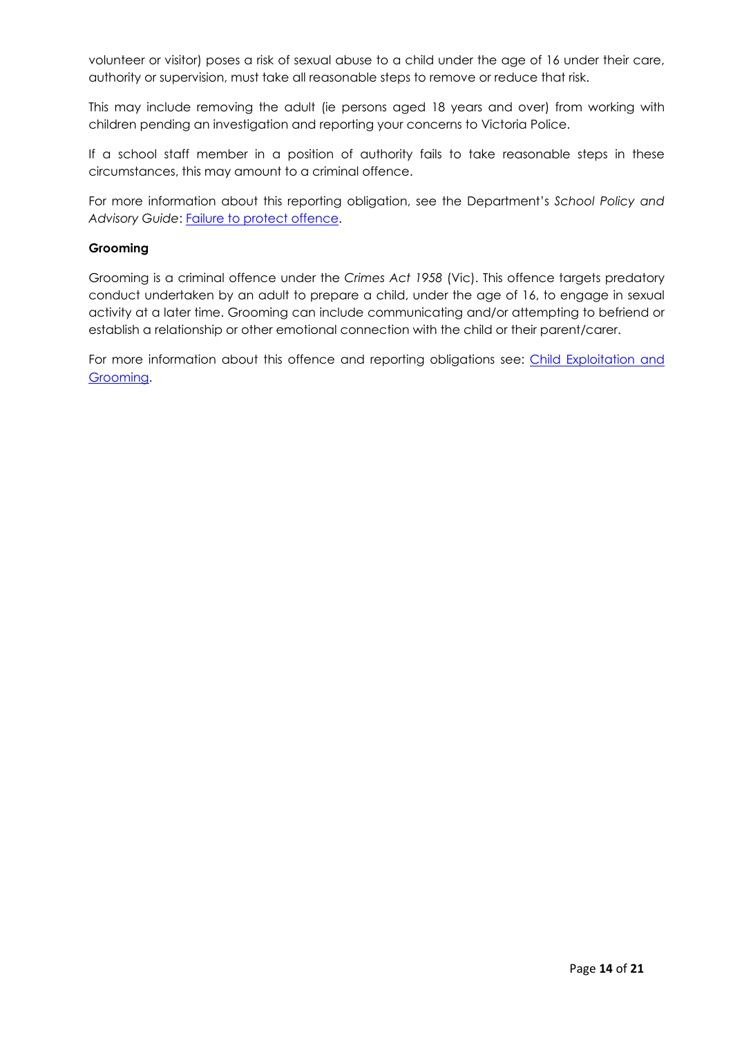volunteer or visitor) poses a risk of sexual abuse to a child under the age of 16 under their care, authority or supervision, must take all reasonable steps to remove or reduce that risk.

This may include removing the adult (ie persons aged 18 years and over) from working with children pending an investigation and reporting your concerns to Victoria Police.

If a school staff member in a position of authority fails to take reasonable steps in these circumstances, this may amount to a criminal offence.

For more information about this reporting obligation, see the Department's *School Policy and Advisory Guide*: Failure to protect offence.

**Grooming**

Grooming is a criminal offence under the *Crimes Act 1958* (Vic). This offence targets predatory conduct undertaken by an adult to prepare a child, under the age of 16, to engage in sexual activity at a later time. Grooming can include communicating and/or attempting to befriend or establish a relationship or other emotional connection with the child or their parent/carer.

For more information about this offence and reporting obligations see: Child Exploitation and Grooming.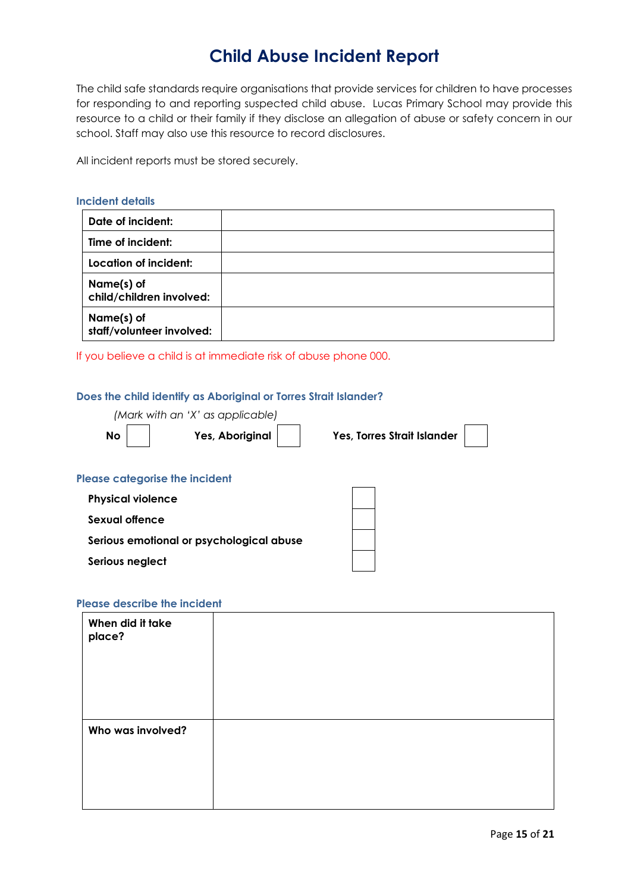# Child Abuse Incident Report

The child safe standards require organisations that provide services for children to have processes for responding to and reporting suspected child abuse. Lucas Primary School may provide this resource to a child or their family if they disclose an allegation of abuse or safety concern in our school. Staff may also use this resource to record disclosures.

All incident reports must be stored securely.

### Incident details

| | |
|---|---|
| **Date of incident:** | |
| **Time of incident:** | |
| **Location of incident:** | |
| **Name(s) of child/children involved:** | |
| **Name(s) of staff/volunteer involved:** | |

If you believe a child is at immediate risk of abuse phone 000.

### Does the child identify as Aboriginal or Torres Strait Islander?

*(Mark with an 'X' as applicable)*

**No** ☐ **Yes, Aboriginal** ☐ **Yes, Torres Strait Islander** ☐

### Please categorise the incident

| | |
|---|---|
| **Physical violence** | ☐ |
| **Sexual offence** | ☐ |
| **Serious emotional or psychological abuse** | ☐ |
| **Serious neglect** | ☐ |

### Please describe the incident

| | |
|---|---|
| **When did it take place?** | |
| **Who was involved?** | |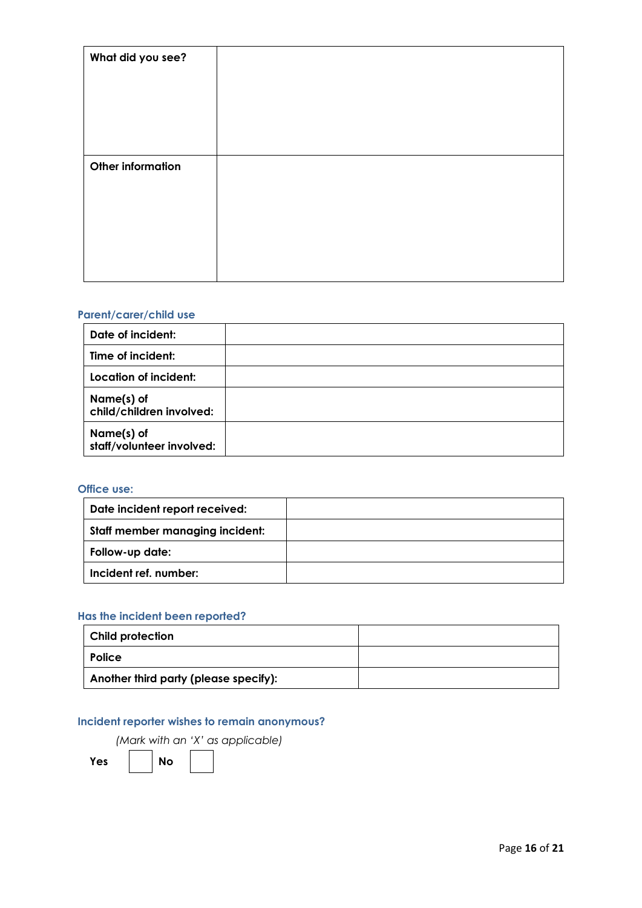| What did you see? | |
|---|---|
| Other information | |

### Parent/carer/child use

| Date of incident: | |
|---|---|
| Time of incident: | |
| Location of incident: | |
| Name(s) of child/children involved: | |
| Name(s) of staff/volunteer involved: | |

### Office use:

| Date incident report received: | |
|---|---|
| Staff member managing incident: | |
| Follow-up date: | |
| Incident ref. number: | |

### Has the incident been reported?

| Child protection | |
|---|---|
| Police | |
| Another third party (please specify): | |

### Incident reporter wishes to remain anonymous?

*(Mark with an 'X' as applicable)*

**Yes** ☐ **No** ☐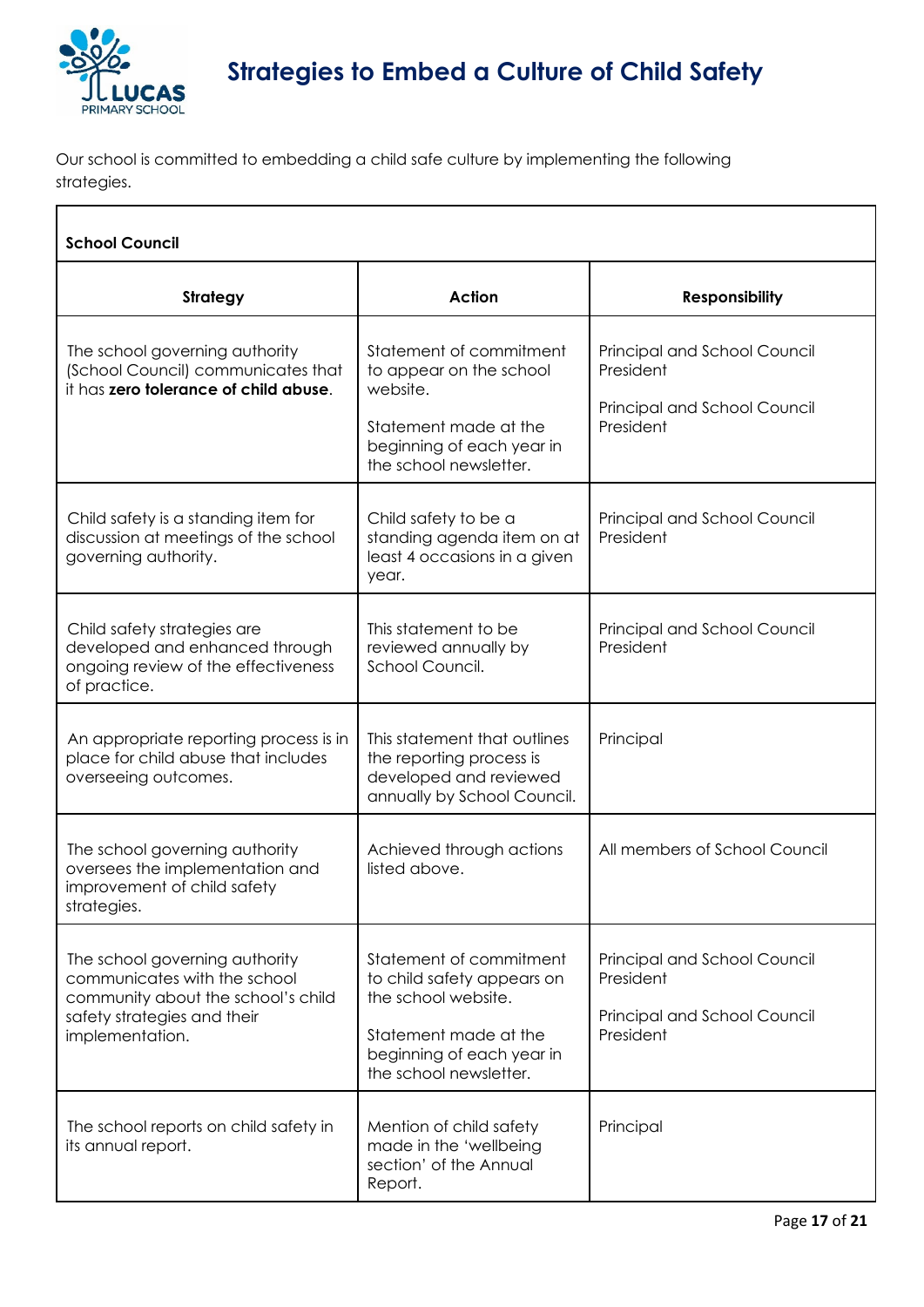# Strategies to Embed a Culture of Child Safety

Our school is committed to embedding a child safe culture by implementing the following strategies.

| **School Council** | | |
|---|---|---|
| **Strategy** | **Action** | **Responsibility** |
| The school governing authority (School Council) communicates that it has **zero tolerance of child abuse**. | Statement of commitment to appear on the school website.<br><br>Statement made at the beginning of each year in the school newsletter. | Principal and School Council President<br><br>Principal and School Council President |
| Child safety is a standing item for discussion at meetings of the school governing authority. | Child safety to be a standing agenda item on at least 4 occasions in a given year. | Principal and School Council President |
| Child safety strategies are developed and enhanced through ongoing review of the effectiveness of practice. | This statement to be reviewed annually by School Council. | Principal and School Council President |
| An appropriate reporting process is in place for child abuse that includes overseeing outcomes. | This statement that outlines the reporting process is developed and reviewed annually by School Council. | Principal |
| The school governing authority oversees the implementation and improvement of child safety strategies. | Achieved through actions listed above. | All members of School Council |
| The school governing authority communicates with the school community about the school's child safety strategies and their implementation. | Statement of commitment to child safety appears on the school website.<br><br>Statement made at the beginning of each year in the school newsletter. | Principal and School Council President<br><br>Principal and School Council President |
| The school reports on child safety in its annual report. | Mention of child safety made in the 'wellbeing section' of the Annual Report. | Principal |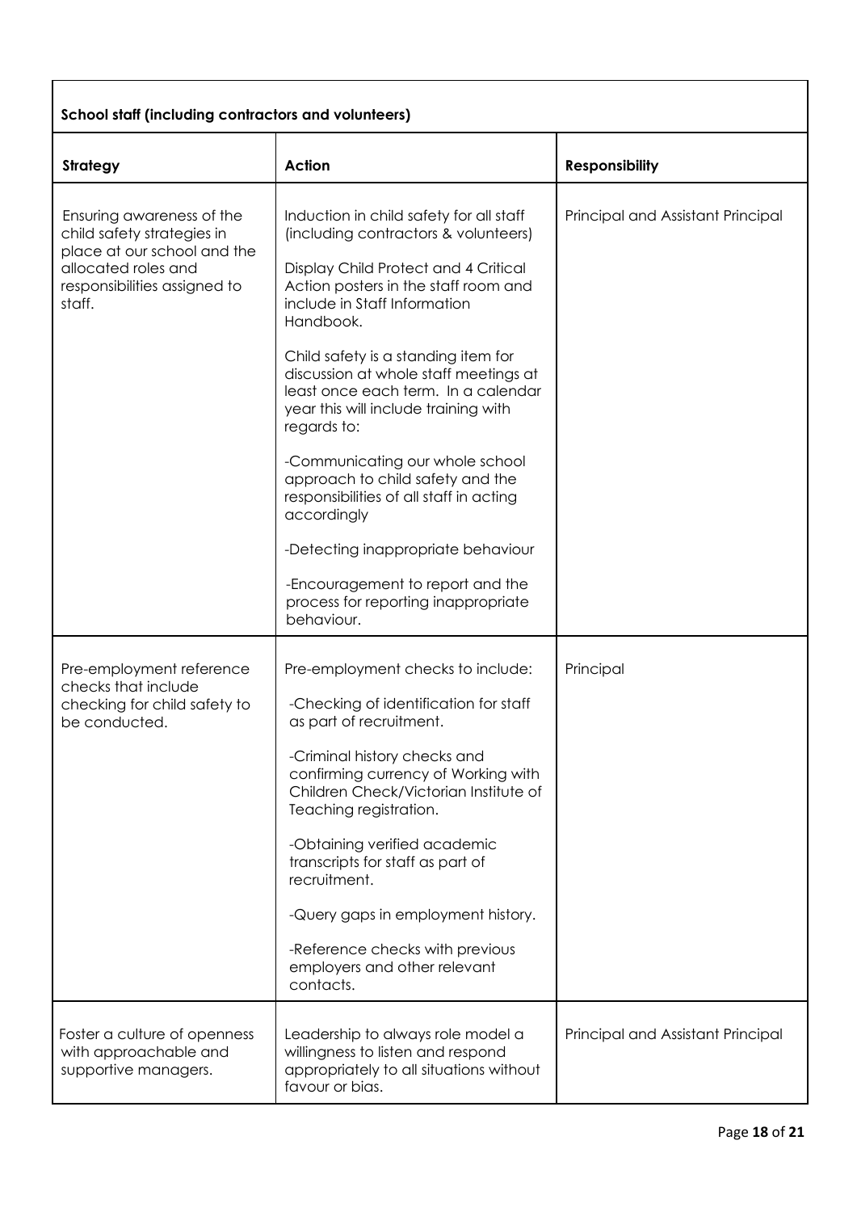| School staff (including contractors and volunteers) | | |
|---|---|---|
| **Strategy** | **Action** | **Responsibility** |
| Ensuring awareness of the child safety strategies in place at our school and the allocated roles and responsibilities assigned to staff. | Induction in child safety for all staff (including contractors & volunteers)<br><br>Display Child Protect and 4 Critical Action posters in the staff room and include in Staff Information Handbook.<br><br>Child safety is a standing item for discussion at whole staff meetings at least once each term. In a calendar year this will include training with regards to:<br><br>-Communicating our whole school approach to child safety and the responsibilities of all staff in acting accordingly<br><br>-Detecting inappropriate behaviour<br><br>-Encouragement to report and the process for reporting inappropriate behaviour. | Principal and Assistant Principal |
| Pre-employment reference checks that include checking for child safety to be conducted. | Pre-employment checks to include:<br><br>-Checking of identification for staff as part of recruitment.<br><br>-Criminal history checks and confirming currency of Working with Children Check/Victorian Institute of Teaching registration.<br><br>-Obtaining verified academic transcripts for staff as part of recruitment.<br><br>-Query gaps in employment history.<br><br>-Reference checks with previous employers and other relevant contacts. | Principal |
| Foster a culture of openness with approachable and supportive managers. | Leadership to always role model a willingness to listen and respond appropriately to all situations without favour or bias. | Principal and Assistant Principal |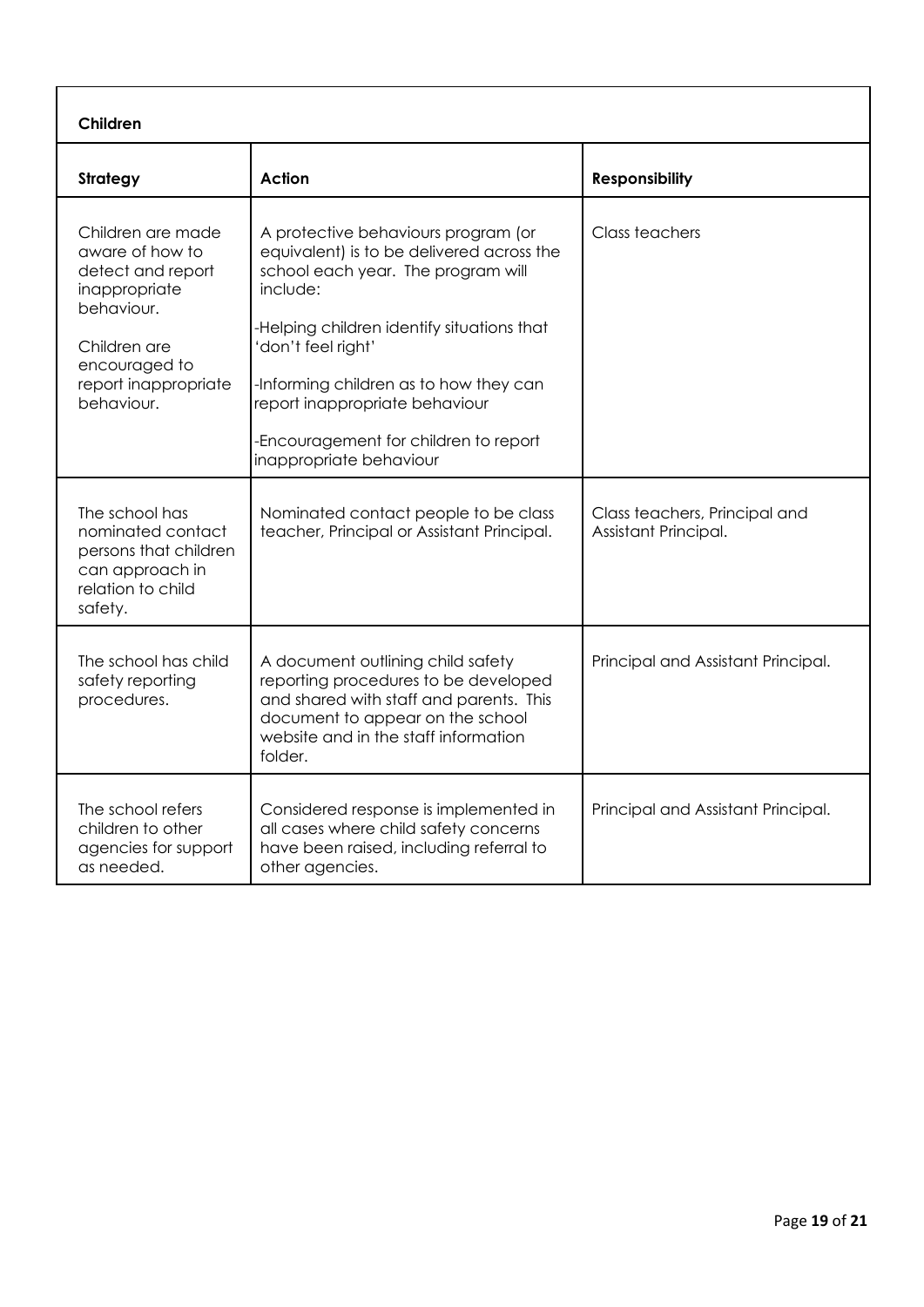**Children**

| **Strategy** | **Action** | **Responsibility** |
|---|---|---|
| Children are made aware of how to detect and report inappropriate behaviour.<br><br>Children are encouraged to report inappropriate behaviour. | A protective behaviours program (or equivalent) is to be delivered across the school each year. The program will include:<br><br>-Helping children identify situations that 'don't feel right'<br><br>-Informing children as to how they can report inappropriate behaviour<br><br>-Encouragement for children to report inappropriate behaviour | Class teachers |
| The school has nominated contact persons that children can approach in relation to child safety. | Nominated contact people to be class teacher, Principal or Assistant Principal. | Class teachers, Principal and Assistant Principal. |
| The school has child safety reporting procedures. | A document outlining child safety reporting procedures to be developed and shared with staff and parents. This document to appear on the school website and in the staff information folder. | Principal and Assistant Principal. |
| The school refers children to other agencies for support as needed. | Considered response is implemented in all cases where child safety concerns have been raised, including referral to other agencies. | Principal and Assistant Principal. |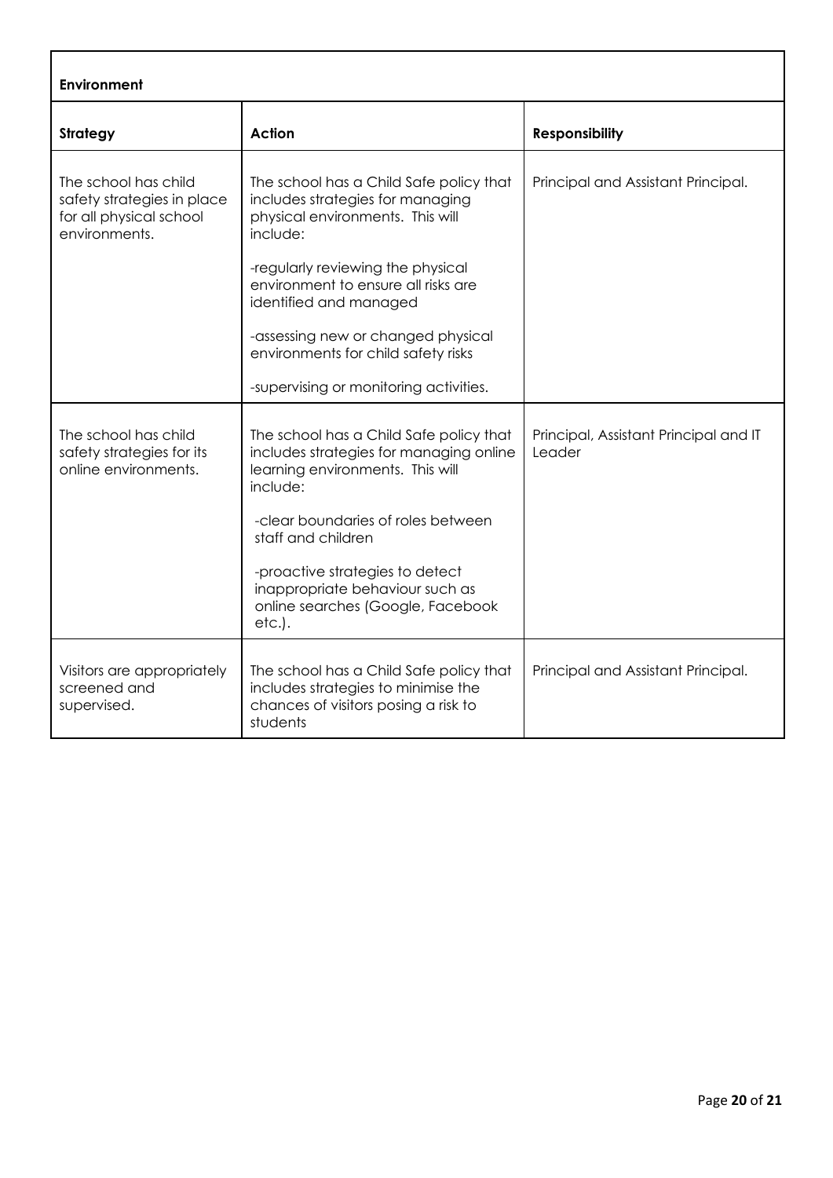| Environment | | |
|---|---|---|
| **Strategy** | **Action** | **Responsibility** |
| The school has child safety strategies in place for all physical school environments. | The school has a Child Safe policy that includes strategies for managing physical environments. This will include:<br><br>-regularly reviewing the physical environment to ensure all risks are identified and managed<br><br>-assessing new or changed physical environments for child safety risks<br><br>-supervising or monitoring activities. | Principal and Assistant Principal. |
| The school has child safety strategies for its online environments. | The school has a Child Safe policy that includes strategies for managing online learning environments. This will include:<br><br>-clear boundaries of roles between staff and children<br><br>-proactive strategies to detect inappropriate behaviour such as online searches (Google, Facebook etc.). | Principal, Assistant Principal and IT Leader |
| Visitors are appropriately screened and supervised. | The school has a Child Safe policy that includes strategies to minimise the chances of visitors posing a risk to students | Principal and Assistant Principal. |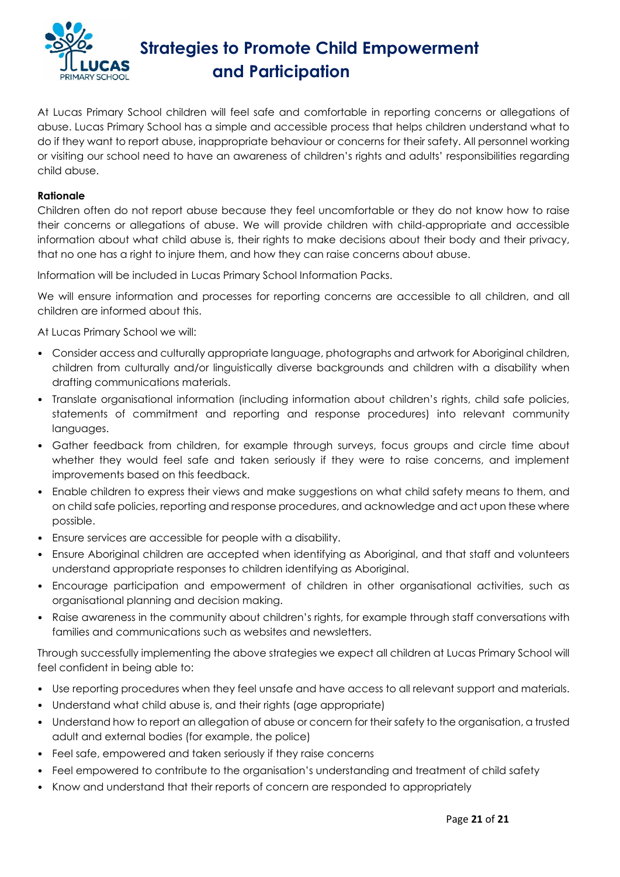# Strategies to Promote Child Empowerment and Participation

At Lucas Primary School children will feel safe and comfortable in reporting concerns or allegations of abuse. Lucas Primary School has a simple and accessible process that helps children understand what to do if they want to report abuse, inappropriate behaviour or concerns for their safety. All personnel working or visiting our school need to have an awareness of children's rights and adults' responsibilities regarding child abuse.

**Rationale**

Children often do not report abuse because they feel uncomfortable or they do not know how to raise their concerns or allegations of abuse. We will provide children with child-appropriate and accessible information about what child abuse is, their rights to make decisions about their body and their privacy, that no one has a right to injure them, and how they can raise concerns about abuse.

Information will be included in Lucas Primary School Information Packs.

We will ensure information and processes for reporting concerns are accessible to all children, and all children are informed about this.

At Lucas Primary School we will:

- Consider access and culturally appropriate language, photographs and artwork for Aboriginal children, children from culturally and/or linguistically diverse backgrounds and children with a disability when drafting communications materials.
- Translate organisational information (including information about children's rights, child safe policies, statements of commitment and reporting and response procedures) into relevant community languages.
- Gather feedback from children, for example through surveys, focus groups and circle time about whether they would feel safe and taken seriously if they were to raise concerns, and implement improvements based on this feedback.
- Enable children to express their views and make suggestions on what child safety means to them, and on child safe policies, reporting and response procedures, and acknowledge and act upon these where possible.
- Ensure services are accessible for people with a disability.
- Ensure Aboriginal children are accepted when identifying as Aboriginal, and that staff and volunteers understand appropriate responses to children identifying as Aboriginal.
- Encourage participation and empowerment of children in other organisational activities, such as organisational planning and decision making.
- Raise awareness in the community about children's rights, for example through staff conversations with families and communications such as websites and newsletters.

Through successfully implementing the above strategies we expect all children at Lucas Primary School will feel confident in being able to:

- Use reporting procedures when they feel unsafe and have access to all relevant support and materials.
- Understand what child abuse is, and their rights (age appropriate)
- Understand how to report an allegation of abuse or concern for their safety to the organisation, a trusted adult and external bodies (for example, the police)
- Feel safe, empowered and taken seriously if they raise concerns
- Feel empowered to contribute to the organisation's understanding and treatment of child safety
- Know and understand that their reports of concern are responded to appropriately